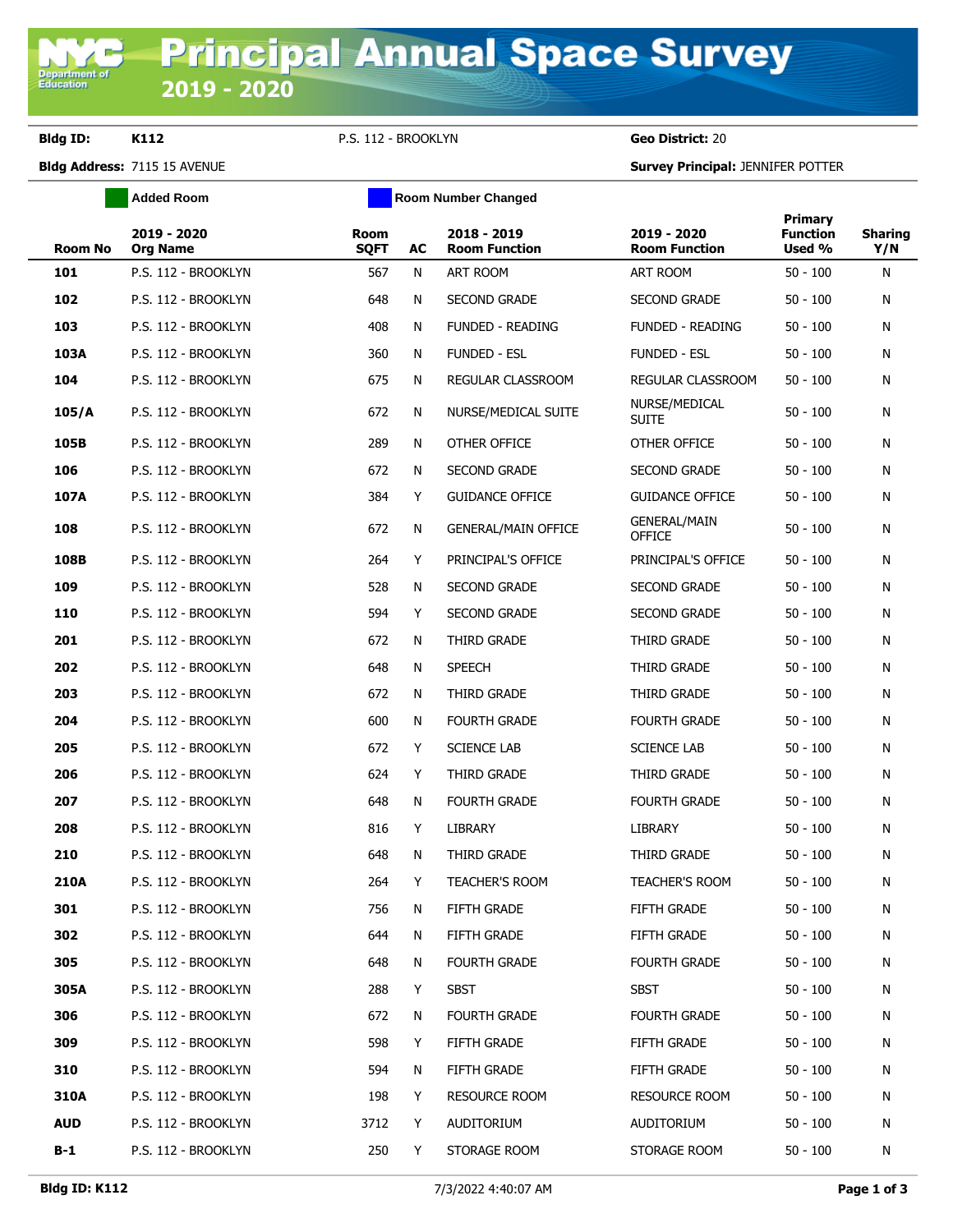# Principal Annual Space Survey 2019 - 2020

**Bldg ID:** K112 &nbsp;&nbsp; P.S. 112 - BROOKLYN &nbsp;&nbsp; **Geo District:** 20

**Bldg Address:** 7115 15 AVENUE &nbsp;&nbsp; **Survey Principal:** JENNIFER POTTER

Added Room &nbsp;&nbsp; Room Number Changed

| Room No | 2019 - 2020 Org Name | Room SQFT | AC | 2018 - 2019 Room Function | 2019 - 2020 Room Function | Primary Function Used % | Sharing Y/N |
|---|---|---|---|---|---|---|---|
| 101 | P.S. 112 - BROOKLYN | 567 | N | ART ROOM | ART ROOM | 50 - 100 | N |
| 102 | P.S. 112 - BROOKLYN | 648 | N | SECOND GRADE | SECOND GRADE | 50 - 100 | N |
| 103 | P.S. 112 - BROOKLYN | 408 | N | FUNDED - READING | FUNDED - READING | 50 - 100 | N |
| 103A | P.S. 112 - BROOKLYN | 360 | N | FUNDED - ESL | FUNDED - ESL | 50 - 100 | N |
| 104 | P.S. 112 - BROOKLYN | 675 | N | REGULAR CLASSROOM | REGULAR CLASSROOM | 50 - 100 | N |
| 105/A | P.S. 112 - BROOKLYN | 672 | N | NURSE/MEDICAL SUITE | NURSE/MEDICAL SUITE | 50 - 100 | N |
| 105B | P.S. 112 - BROOKLYN | 289 | N | OTHER OFFICE | OTHER OFFICE | 50 - 100 | N |
| 106 | P.S. 112 - BROOKLYN | 672 | N | SECOND GRADE | SECOND GRADE | 50 - 100 | N |
| 107A | P.S. 112 - BROOKLYN | 384 | Y | GUIDANCE OFFICE | GUIDANCE OFFICE | 50 - 100 | N |
| 108 | P.S. 112 - BROOKLYN | 672 | N | GENERAL/MAIN OFFICE | GENERAL/MAIN OFFICE | 50 - 100 | N |
| 108B | P.S. 112 - BROOKLYN | 264 | Y | PRINCIPAL'S OFFICE | PRINCIPAL'S OFFICE | 50 - 100 | N |
| 109 | P.S. 112 - BROOKLYN | 528 | N | SECOND GRADE | SECOND GRADE | 50 - 100 | N |
| 110 | P.S. 112 - BROOKLYN | 594 | Y | SECOND GRADE | SECOND GRADE | 50 - 100 | N |
| 201 | P.S. 112 - BROOKLYN | 672 | N | THIRD GRADE | THIRD GRADE | 50 - 100 | N |
| 202 | P.S. 112 - BROOKLYN | 648 | N | SPEECH | THIRD GRADE | 50 - 100 | N |
| 203 | P.S. 112 - BROOKLYN | 672 | N | THIRD GRADE | THIRD GRADE | 50 - 100 | N |
| 204 | P.S. 112 - BROOKLYN | 600 | N | FOURTH GRADE | FOURTH GRADE | 50 - 100 | N |
| 205 | P.S. 112 - BROOKLYN | 672 | Y | SCIENCE LAB | SCIENCE LAB | 50 - 100 | N |
| 206 | P.S. 112 - BROOKLYN | 624 | Y | THIRD GRADE | THIRD GRADE | 50 - 100 | N |
| 207 | P.S. 112 - BROOKLYN | 648 | N | FOURTH GRADE | FOURTH GRADE | 50 - 100 | N |
| 208 | P.S. 112 - BROOKLYN | 816 | Y | LIBRARY | LIBRARY | 50 - 100 | N |
| 210 | P.S. 112 - BROOKLYN | 648 | N | THIRD GRADE | THIRD GRADE | 50 - 100 | N |
| 210A | P.S. 112 - BROOKLYN | 264 | Y | TEACHER'S ROOM | TEACHER'S ROOM | 50 - 100 | N |
| 301 | P.S. 112 - BROOKLYN | 756 | N | FIFTH GRADE | FIFTH GRADE | 50 - 100 | N |
| 302 | P.S. 112 - BROOKLYN | 644 | N | FIFTH GRADE | FIFTH GRADE | 50 - 100 | N |
| 305 | P.S. 112 - BROOKLYN | 648 | N | FOURTH GRADE | FOURTH GRADE | 50 - 100 | N |
| 305A | P.S. 112 - BROOKLYN | 288 | Y | SBST | SBST | 50 - 100 | N |
| 306 | P.S. 112 - BROOKLYN | 672 | N | FOURTH GRADE | FOURTH GRADE | 50 - 100 | N |
| 309 | P.S. 112 - BROOKLYN | 598 | Y | FIFTH GRADE | FIFTH GRADE | 50 - 100 | N |
| 310 | P.S. 112 - BROOKLYN | 594 | N | FIFTH GRADE | FIFTH GRADE | 50 - 100 | N |
| 310A | P.S. 112 - BROOKLYN | 198 | Y | RESOURCE ROOM | RESOURCE ROOM | 50 - 100 | N |
| AUD | P.S. 112 - BROOKLYN | 3712 | Y | AUDITORIUM | AUDITORIUM | 50 - 100 | N |
| B-1 | P.S. 112 - BROOKLYN | 250 | Y | STORAGE ROOM | STORAGE ROOM | 50 - 100 | N |

7/3/2022 4:40:07 AM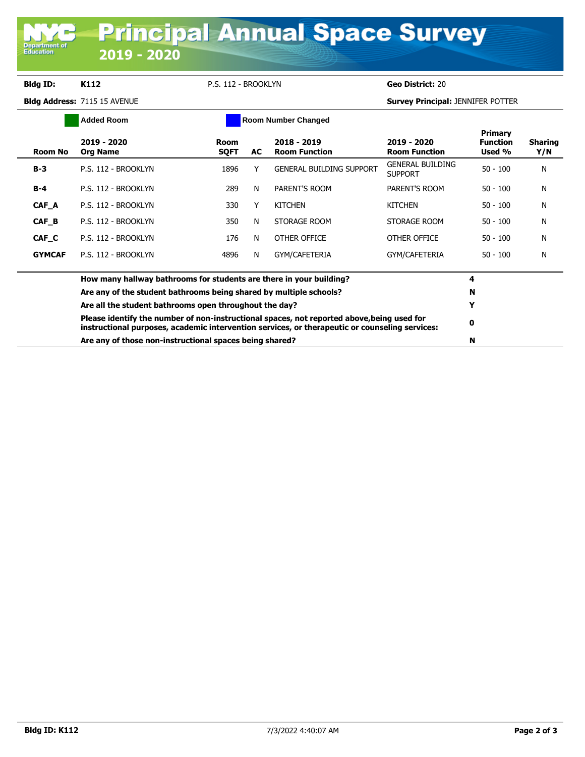# Principal Annual Space Survey

## 2019 - 2020

**Bldg ID:** **K112** P.S. 112 - BROOKLYN **Geo District:** 20

**Bldg Address:** 7115 15 AVENUE **Survey Principal:** JENNIFER POTTER

Added Room | Room Number Changed

| Room No | 2019 - 2020 Org Name | Room SQFT | AC | 2018 - 2019 Room Function | 2019 - 2020 Room Function | Primary Function Used % | Sharing Y/N |
|---|---|---|---|---|---|---|---|
| **B-3** | P.S. 112 - BROOKLYN | 1896 | Y | GENERAL BUILDING SUPPORT | GENERAL BUILDING SUPPORT | 50 - 100 | N |
| **B-4** | P.S. 112 - BROOKLYN | 289 | N | PARENT'S ROOM | PARENT'S ROOM | 50 - 100 | N |
| **CAF_A** | P.S. 112 - BROOKLYN | 330 | Y | KITCHEN | KITCHEN | 50 - 100 | N |
| **CAF_B** | P.S. 112 - BROOKLYN | 350 | N | STORAGE ROOM | STORAGE ROOM | 50 - 100 | N |
| **CAF_C** | P.S. 112 - BROOKLYN | 176 | N | OTHER OFFICE | OTHER OFFICE | 50 - 100 | N |
| **GYMCAF** | P.S. 112 - BROOKLYN | 4896 | N | GYM/CAFETERIA | GYM/CAFETERIA | 50 - 100 | N |

| Question | Answer |
|---|---|
| **How many hallway bathrooms for students are there in your building?** | **4** |
| **Are any of the student bathrooms being shared by multiple schools?** | **N** |
| **Are all the student bathrooms open throughout the day?** | **Y** |
| **Please identify the number of non-instructional spaces, not reported above,being used for instructional purposes, academic intervention services, or therapeutic or counseling services:** | **0** |
| **Are any of those non-instructional spaces being shared?** | **N** |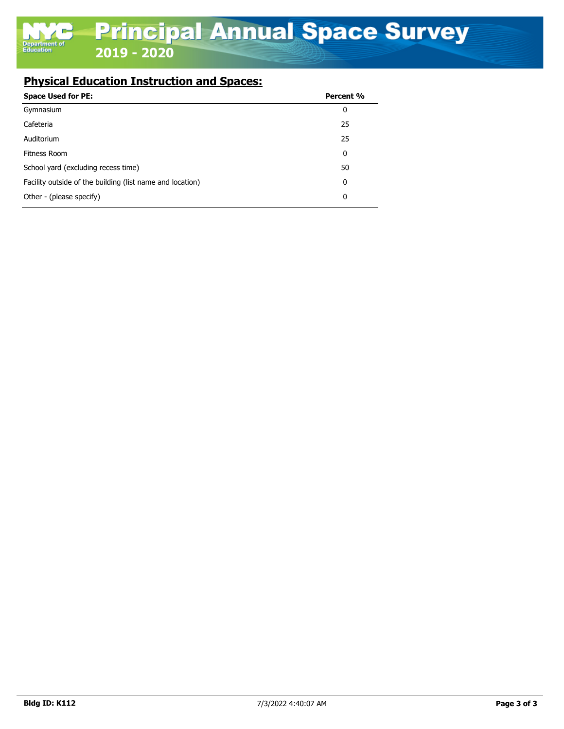## Physical Education Instruction and Spaces:

| Space Used for PE: | Percent % |
|---|---|
| Gymnasium | 0 |
| Cafeteria | 25 |
| Auditorium | 25 |
| Fitness Room | 0 |
| School yard (excluding recess time) | 50 |
| Facility outside of the building (list name and location) | 0 |
| Other - (please specify) | 0 |

**Bldg ID: K112** 7/3/2022 4:40:07 AM